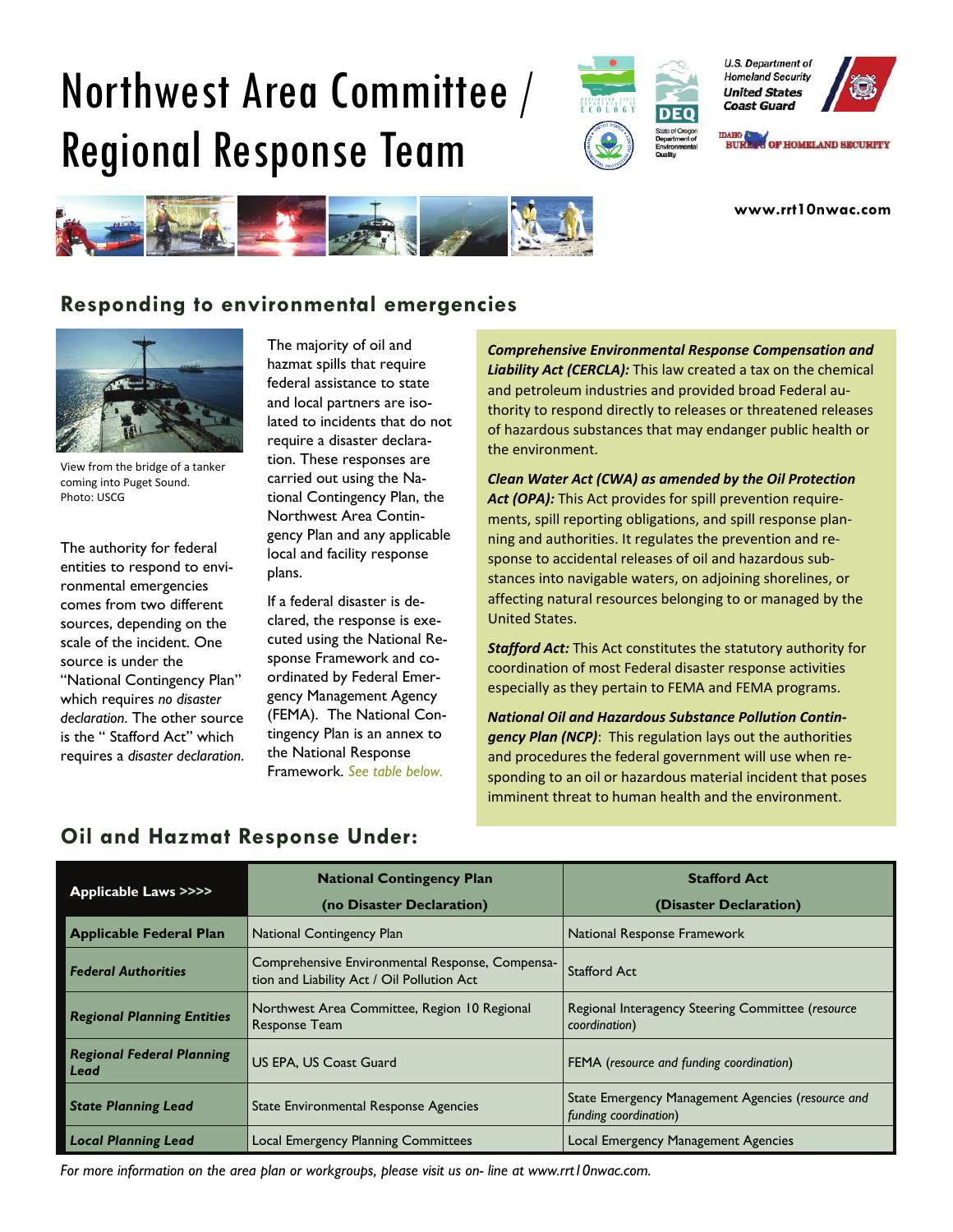# Northwest Area Committee / Regional Response Team

**www.rrt10nwac.com**

## Responding to environmental emergencies

View from the bridge of a tanker coming into Puget Sound. Photo: USCG

The authority for federal entities to respond to environmental emergencies comes from two different sources, depending on the scale of the incident. One source is under the "National Contingency Plan" which requires *no disaster declaration*. The other source is the " Stafford Act" which requires a *disaster declaration*.

The majority of oil and hazmat spills that require federal assistance to state and local partners are isolated to incidents that do not require a disaster declaration. These responses are carried out using the National Contingency Plan, the Northwest Area Contingency Plan and any applicable local and facility response plans.

If a federal disaster is declared, the response is executed using the National Response Framework and coordinated by Federal Emergency Management Agency (FEMA). The National Contingency Plan is an annex to the National Response Framework. *See table below.*

***Comprehensive Environmental Response Compensation and Liability Act (CERCLA):*** This law created a tax on the chemical and petroleum industries and provided broad Federal authority to respond directly to releases or threatened releases of hazardous substances that may endanger public health or the environment.

***Clean Water Act (CWA) as amended by the Oil Protection Act (OPA):*** This Act provides for spill prevention requirements, spill reporting obligations, and spill response planning and authorities. It regulates the prevention and response to accidental releases of oil and hazardous substances into navigable waters, on adjoining shorelines, or affecting natural resources belonging to or managed by the United States.

***Stafford Act:*** This Act constitutes the statutory authority for coordination of most Federal disaster response activities especially as they pertain to FEMA and FEMA programs.

***National Oil and Hazardous Substance Pollution Contingency Plan (NCP)***: This regulation lays out the authorities and procedures the federal government will use when responding to an oil or hazardous material incident that poses imminent threat to human health and the environment.

## Oil and Hazmat Response Under:

| **Applicable Laws >>>>** | **National Contingency Plan (no Disaster Declaration)** | **Stafford Act (Disaster Declaration)** |
|---|---|---|
| **Applicable Federal Plan** | National Contingency Plan | National Response Framework |
| ***Federal Authorities*** | Comprehensive Environmental Response, Compensation and Liability Act / Oil Pollution Act | Stafford Act |
| ***Regional Planning Entities*** | Northwest Area Committee, Region 10 Regional Response Team | Regional Interagency Steering Committee (*resource coordination*) |
| ***Regional Federal Planning Lead*** | US EPA, US Coast Guard | FEMA (*resource and funding coordination*) |
| ***State Planning Lead*** | State Environmental Response Agencies | State Emergency Management Agencies (*resource and funding coordination*) |
| ***Local Planning Lead*** | Local Emergency Planning Committees | Local Emergency Management Agencies |

*For more information on the area plan or workgroups, please visit us on- line at www.rrt10nwac.com.*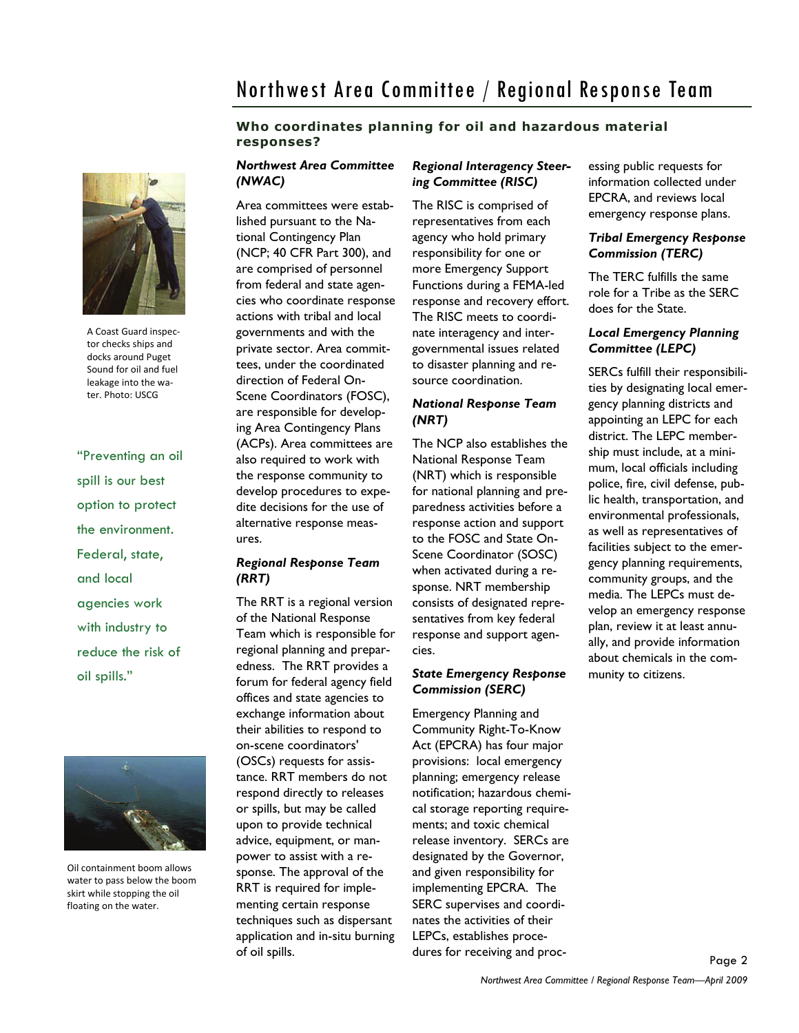## Who coordinates planning for oil and hazardous material responses?

A Coast Guard inspector checks ships and docks around Puget Sound for oil and fuel leakage into the water. Photo: USCG

"Preventing an oil spill is our best option to protect the environment. Federal, state, and local agencies work with industry to reduce the risk of oil spills."

Oil containment boom allows water to pass below the boom skirt while stopping the oil floating on the water.

### *Northwest Area Committee (NWAC)*

Area committees were established pursuant to the National Contingency Plan (NCP; 40 CFR Part 300), and are comprised of personnel from federal and state agencies who coordinate response actions with tribal and local governments and with the private sector. Area committees, under the coordinated direction of Federal On-Scene Coordinators (FOSC), are responsible for developing Area Contingency Plans (ACPs). Area committees are also required to work with the response community to develop procedures to expedite decisions for the use of alternative response measures.

### *Regional Response Team (RRT)*

The RRT is a regional version of the National Response Team which is responsible for regional planning and preparedness. The RRT provides a forum for federal agency field offices and state agencies to exchange information about their abilities to respond to on-scene coordinators' (OSCs) requests for assistance. RRT members do not respond directly to releases or spills, but may be called upon to provide technical advice, equipment, or manpower to assist with a response. The approval of the RRT is required for implementing certain response techniques such as dispersant application and in-situ burning of oil spills.

### *Regional Interagency Steering Committee (RISC)*

The RISC is comprised of representatives from each agency who hold primary responsibility for one or more Emergency Support Functions during a FEMA-led response and recovery effort. The RISC meets to coordinate interagency and intergovernmental issues related to disaster planning and resource coordination.

### *National Response Team (NRT)*

The NCP also establishes the National Response Team (NRT) which is responsible for national planning and preparedness activities before a response action and support to the FOSC and State On-Scene Coordinator (SOSC) when activated during a response. NRT membership consists of designated representatives from key federal response and support agencies.

### *State Emergency Response Commission (SERC)*

Emergency Planning and Community Right-To-Know Act (EPCRA) has four major provisions: local emergency planning; emergency release notification; hazardous chemical storage reporting requirements; and toxic chemical release inventory. SERCs are designated by the Governor, and given responsibility for implementing EPCRA. The SERC supervises and coordinates the activities of their LEPCs, establishes procedures for receiving and processing public requests for information collected under EPCRA, and reviews local emergency response plans.

### *Tribal Emergency Response Commission (TERC)*

The TERC fulfills the same role for a Tribe as the SERC does for the State.

### *Local Emergency Planning Committee (LEPC)*

SERCs fulfill their responsibilities by designating local emergency planning districts and appointing an LEPC for each district. The LEPC membership must include, at a minimum, local officials including police, fire, civil defense, public health, transportation, and environmental professionals, as well as representatives of facilities subject to the emergency planning requirements, community groups, and the media. The LEPCs must develop an emergency response plan, review it at least annually, and provide information about chemicals in the community to citizens.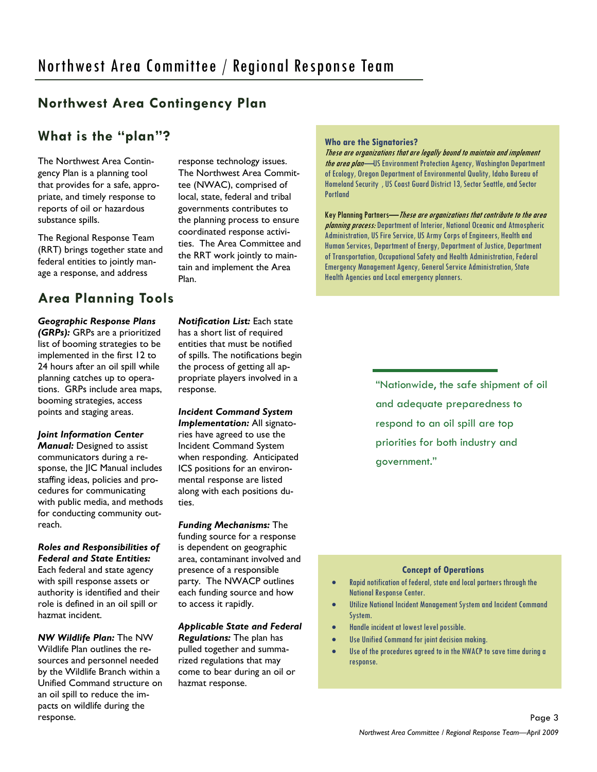# Northwest Area Committee / Regional Response Team

## Northwest Area Contingency Plan

### What is the "plan"?

The Northwest Area Contingency Plan is a planning tool that provides for a safe, appropriate, and timely response to reports of oil or hazardous substance spills.

The Regional Response Team (RRT) brings together state and federal entities to jointly manage a response, and address response technology issues. The Northwest Area Committee (NWAC), comprised of local, state, federal and tribal governments contributes to the planning process to ensure coordinated response activities. The Area Committee and the RRT work jointly to maintain and implement the Area Plan.

**Who are the Signatories?**
*These are organizations that are legally bound to maintain and implement the area plan*—US Environment Protection Agency, Washington Department of Ecology, Oregon Department of Environmental Quality, Idaho Bureau of Homeland Security , US Coast Guard District 13, Sector Seattle, and Sector Portland

Key Planning Partners—*These are organizations that contribute to the area planning process:* Department of Interior, National Oceanic and Atmospheric Administration, US Fire Service, US Army Corps of Engineers, Health and Human Services, Department of Energy, Department of Justice, Department of Transportation, Occupational Safety and Health Administration, Federal Emergency Management Agency, General Service Administration, State Health Agencies and Local emergency planners.

### Area Planning Tools

***Geographic Response Plans (GRPs):*** GRPs are a prioritized list of booming strategies to be implemented in the first 12 to 24 hours after an oil spill while planning catches up to operations. GRPs include area maps, booming strategies, access points and staging areas.

***Joint Information Center Manual:*** Designed to assist communicators during a response, the JIC Manual includes staffing ideas, policies and procedures for communicating with public media, and methods for conducting community outreach.

***Roles and Responsibilities of Federal and State Entities:*** Each federal and state agency with spill response assets or authority is identified and their role is defined in an oil spill or hazmat incident.

***NW Wildlife Plan:*** The NW Wildlife Plan outlines the resources and personnel needed by the Wildlife Branch within a Unified Command structure on an oil spill to reduce the impacts on wildlife during the response.

***Notification List:*** Each state has a short list of required entities that must be notified of spills. The notifications begin the process of getting all appropriate players involved in a response.

***Incident Command System Implementation:*** All signatories have agreed to use the Incident Command System when responding. Anticipated ICS positions for an environmental response are listed along with each positions duties.

***Funding Mechanisms:*** The funding source for a response is dependent on geographic area, contaminant involved and presence of a responsible party. The NWACP outlines each funding source and how to access it rapidly.

***Applicable State and Federal Regulations:*** The plan has pulled together and summarized regulations that may come to bear during an oil or hazmat response.

"Nationwide, the safe shipment of oil and adequate preparedness to respond to an oil spill are top priorities for both industry and government."

**Concept of Operations**

- Rapid notification of federal, state and local partners through the National Response Center.
- Utilize National Incident Management System and Incident Command System.
- Handle incident at lowest level possible.
- Use Unified Command for joint decision making.
- Use of the procedures agreed to in the NWACP to save time during a response.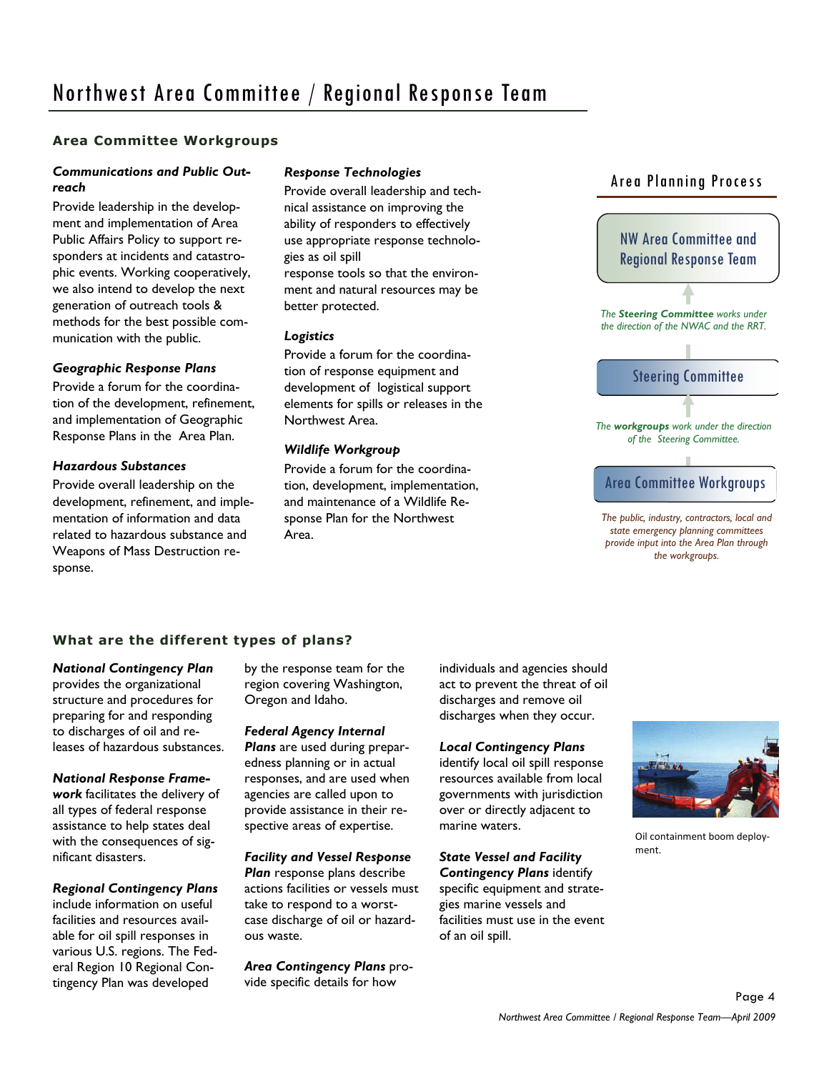# Northwest Area Committee / Regional Response Team

## Area Committee Workgroups

***Communications and Public Outreach***
Provide leadership in the development and implementation of Area Public Affairs Policy to support responders at incidents and catastrophic events. Working cooperatively, we also intend to develop the next generation of outreach tools & methods for the best possible communication with the public.

***Geographic Response Plans***
Provide a forum for the coordination of the development, refinement, and implementation of Geographic Response Plans in the Area Plan.

***Hazardous Substances***
Provide overall leadership on the development, refinement, and implementation of information and data related to hazardous substance and Weapons of Mass Destruction response.

***Response Technologies***
Provide overall leadership and technical assistance on improving the ability of responders to effectively use appropriate response technologies as oil spill response tools so that the environment and natural resources may be better protected.

***Logistics***
Provide a forum for the coordination of response equipment and development of logistical support elements for spills or releases in the Northwest Area.

***Wildlife Workgroup***
Provide a forum for the coordination, development, implementation, and maintenance of a Wildlife Response Plan for the Northwest Area.

### Area Planning Process

NW Area Committee and Regional Response Team

*The **Steering Committee** works under the direction of the NWAC and the RRT.*

Steering Committee

*The **workgroups** work under the direction of the Steering Committee.*

Area Committee Workgroups

*The public, industry, contractors, local and state emergency planning committees provide input into the Area Plan through the workgroups.*

## What are the different types of plans?

***National Contingency Plan*** provides the organizational structure and procedures for preparing for and responding to discharges of oil and releases of hazardous substances.

***National Response Framework*** facilitates the delivery of all types of federal response assistance to help states deal with the consequences of significant disasters.

***Regional Contingency Plans*** include information on useful facilities and resources available for oil spill responses in various U.S. regions. The Federal Region 10 Regional Contingency Plan was developed by the response team for the region covering Washington, Oregon and Idaho.

***Federal Agency Internal Plans*** are used during preparedness planning or in actual responses, and are used when agencies are called upon to provide assistance in their respective areas of expertise.

***Facility and Vessel Response Plan*** response plans describe actions facilities or vessels must take to respond to a worst-case discharge of oil or hazardous waste.

***Area Contingency Plans*** provide specific details for how individuals and agencies should act to prevent the threat of oil discharges and remove oil discharges when they occur.

***Local Contingency Plans*** identify local oil spill response resources available from local governments with jurisdiction over or directly adjacent to marine waters.

***State Vessel and Facility Contingency Plans*** identify specific equipment and strategies marine vessels and facilities must use in the event of an oil spill.

Oil containment boom deployment.